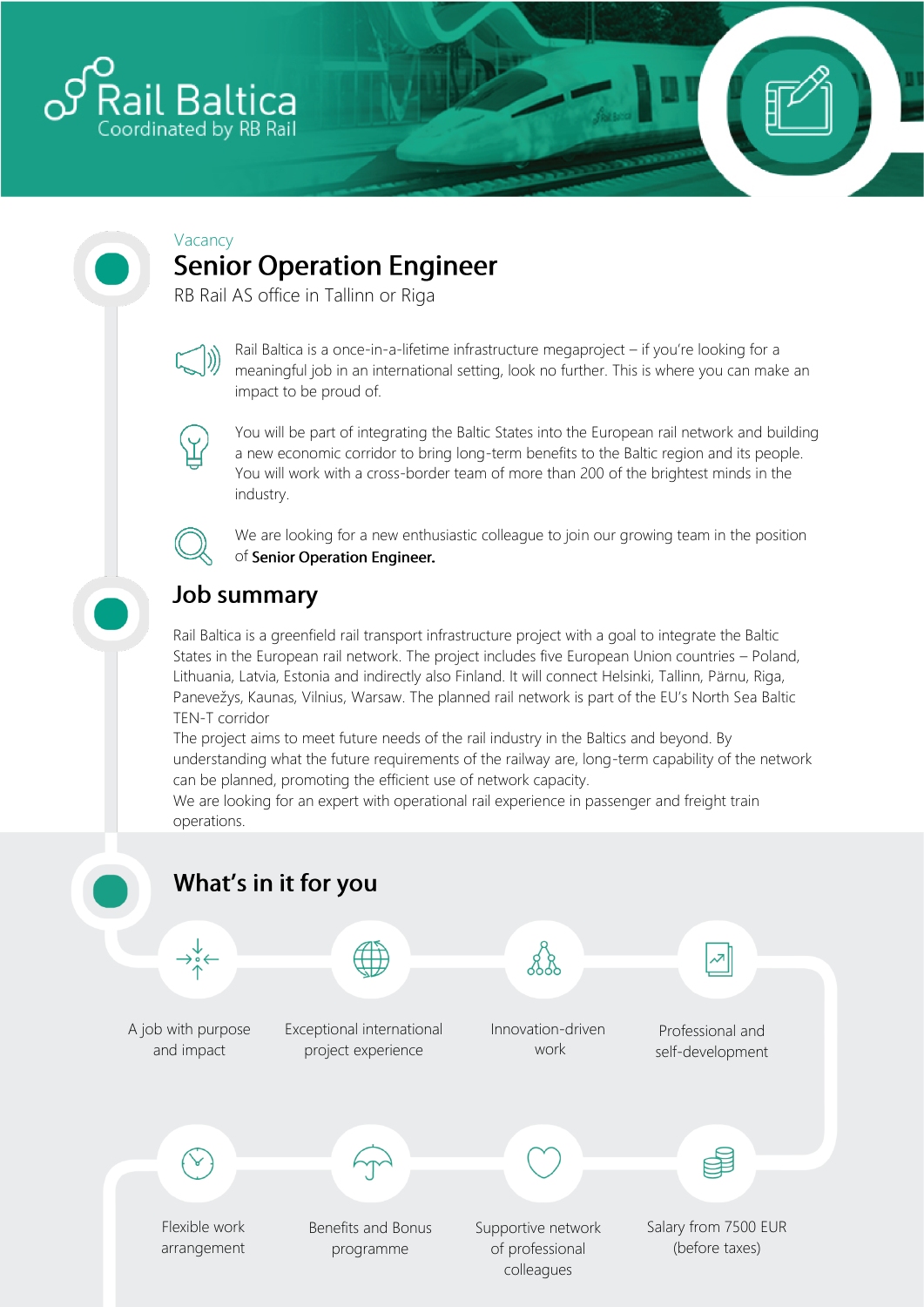Rail Baltica
Coordinated by RB Rail

Vacancy

# Senior Operation Engineer

RB Rail AS office in Tallinn or Riga

Rail Baltica is a once-in-a-lifetime infrastructure megaproject – if you're looking for a meaningful job in an international setting, look no further. This is where you can make an impact to be proud of.

You will be part of integrating the Baltic States into the European rail network and building a new economic corridor to bring long-term benefits to the Baltic region and its people. You will work with a cross-border team of more than 200 of the brightest minds in the industry.

We are looking for a new enthusiastic colleague to join our growing team in the position of **Senior Operation Engineer.**

## Job summary

Rail Baltica is a greenfield rail transport infrastructure project with a goal to integrate the Baltic States in the European rail network. The project includes five European Union countries – Poland, Lithuania, Latvia, Estonia and indirectly also Finland. It will connect Helsinki, Tallinn, Pärnu, Riga, Panevežys, Kaunas, Vilnius, Warsaw. The planned rail network is part of the EU's North Sea Baltic TEN-T corridor

The project aims to meet future needs of the rail industry in the Baltics and beyond. By understanding what the future requirements of the railway are, long-term capability of the network can be planned, promoting the efficient use of network capacity.

We are looking for an expert with operational rail experience in passenger and freight train operations.

## What's in it for you

- A job with purpose and impact
- Exceptional international project experience
- Innovation-driven work
- Professional and self-development
- Flexible work arrangement
- Benefits and Bonus programme
- Supportive network of professional colleagues
- Salary from 7500 EUR (before taxes)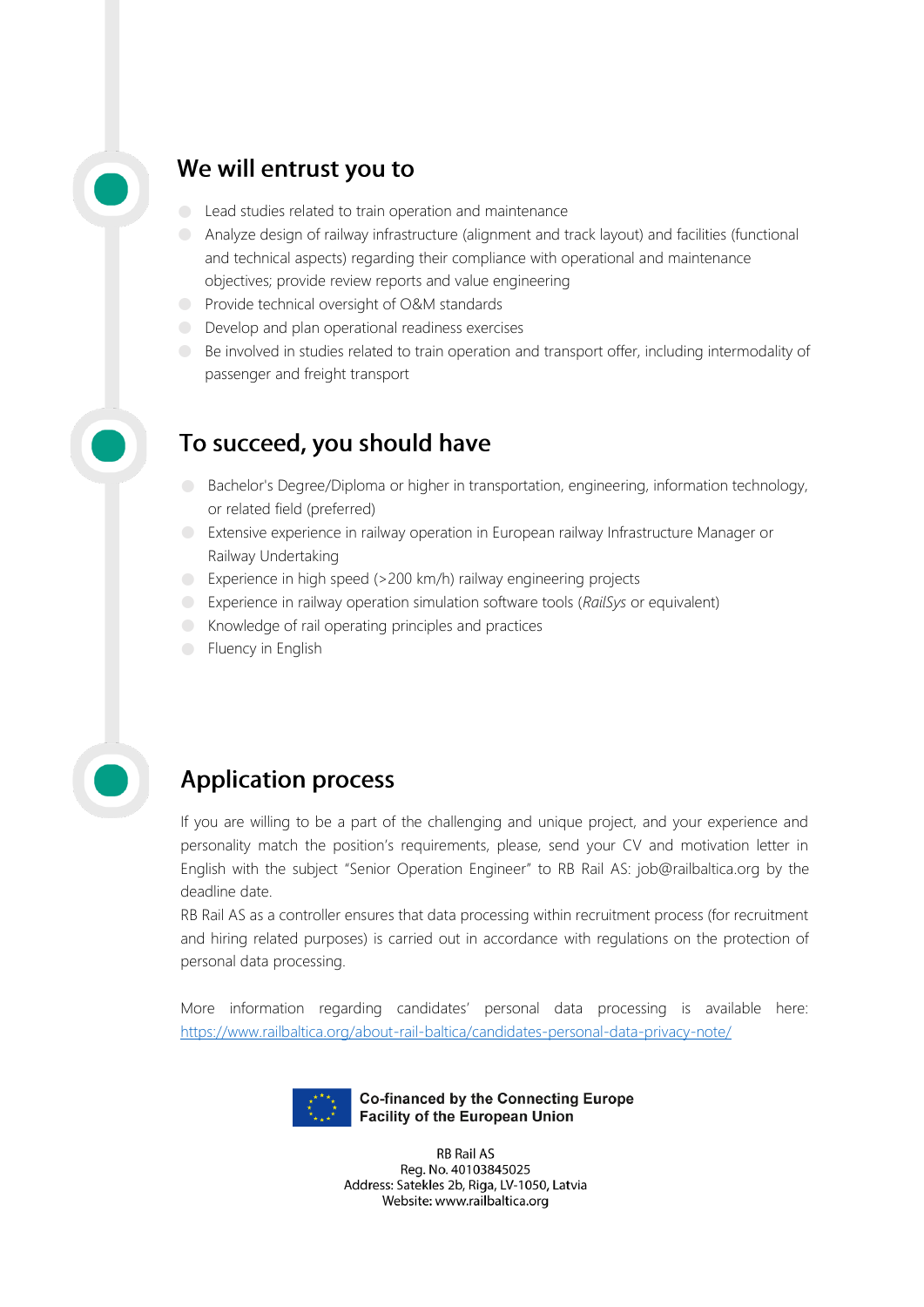## We will entrust you to

- Lead studies related to train operation and maintenance
- Analyze design of railway infrastructure (alignment and track layout) and facilities (functional and technical aspects) regarding their compliance with operational and maintenance objectives; provide review reports and value engineering
- Provide technical oversight of O&M standards
- Develop and plan operational readiness exercises
- Be involved in studies related to train operation and transport offer, including intermodality of passenger and freight transport

## To succeed, you should have

- Bachelor's Degree/Diploma or higher in transportation, engineering, information technology, or related field (preferred)
- Extensive experience in railway operation in European railway Infrastructure Manager or Railway Undertaking
- Experience in high speed (>200 km/h) railway engineering projects
- Experience in railway operation simulation software tools (*RailSys* or equivalent)
- Knowledge of rail operating principles and practices
- Fluency in English

## Application process

If you are willing to be a part of the challenging and unique project, and your experience and personality match the position's requirements, please, send your CV and motivation letter in English with the subject "Senior Operation Engineer" to RB Rail AS: job@railbaltica.org by the deadline date.

RB Rail AS as a controller ensures that data processing within recruitment process (for recruitment and hiring related purposes) is carried out in accordance with regulations on the protection of personal data processing.

More information regarding candidates' personal data processing is available here: https://www.railbaltica.org/about-rail-baltica/candidates-personal-data-privacy-note/

**Co-financed by the Connecting Europe Facility of the European Union**

RB Rail AS
Reg. No. 40103845025
Address: Satekles 2b, Riga, LV-1050, Latvia
Website: www.railbaltica.org